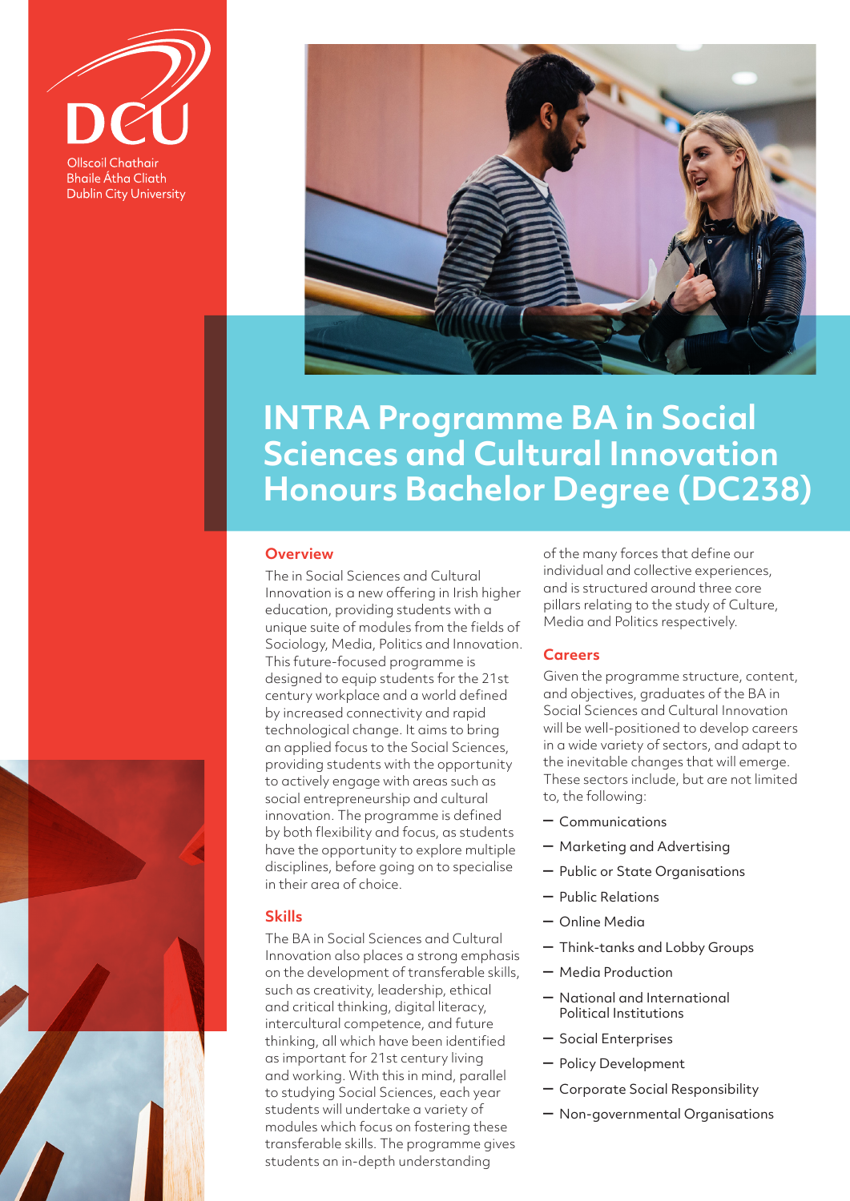Ollscoil Chathair Bhaile Átha Cliath
Dublin City University

# INTRA Programme BA in Social Sciences and Cultural Innovation Honours Bachelor Degree (DC238)

## Overview

The in Social Sciences and Cultural Innovation is a new offering in Irish higher education, providing students with a unique suite of modules from the fields of Sociology, Media, Politics and Innovation. This future-focused programme is designed to equip students for the 21st century workplace and a world defined by increased connectivity and rapid technological change. It aims to bring an applied focus to the Social Sciences, providing students with the opportunity to actively engage with areas such as social entrepreneurship and cultural innovation. The programme is defined by both flexibility and focus, as students have the opportunity to explore multiple disciplines, before going on to specialise in their area of choice.

## Skills

The BA in Social Sciences and Cultural Innovation also places a strong emphasis on the development of transferable skills, such as creativity, leadership, ethical and critical thinking, digital literacy, intercultural competence, and future thinking, all which have been identified as important for 21st century living and working. With this in mind, parallel to studying Social Sciences, each year students will undertake a variety of modules which focus on fostering these transferable skills. The programme gives students an in-depth understanding of the many forces that define our individual and collective experiences, and is structured around three core pillars relating to the study of Culture, Media and Politics respectively.

## Careers

Given the programme structure, content, and objectives, graduates of the BA in Social Sciences and Cultural Innovation will be well-positioned to develop careers in a wide variety of sectors, and adapt to the inevitable changes that will emerge. These sectors include, but are not limited to, the following:

- Communications
- Marketing and Advertising
- Public or State Organisations
- Public Relations
- Online Media
- Think-tanks and Lobby Groups
- Media Production
- National and International Political Institutions
- Social Enterprises
- Policy Development
- Corporate Social Responsibility
- Non-governmental Organisations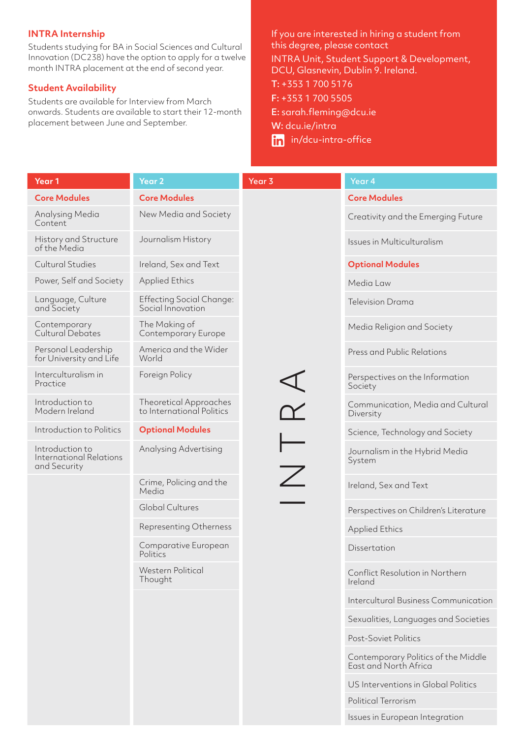## INTRA Internship

Students studying for BA in Social Sciences and Cultural Innovation (DC238) have the option to apply for a twelve month INTRA placement at the end of second year.

## Student Availability

Students are available for Interview from March onwards. Students are available to start their 12-month placement between June and September.

If you are interested in hiring a student from this degree, please contact

INTRA Unit, Student Support & Development, DCU, Glasnevin, Dublin 9. Ireland.

**T:** +353 1 700 5176

**F:** +353 1 700 5505

**E:** sarah.fleming@dcu.ie

**W:** dcu.ie/intra

in/dcu-intra-office

| Year 1 | Year 2 | Year 3 | Year 4 |
|---|---|---|---|
| **Core Modules** | **Core Modules** | INTRA | **Core Modules** |
| Analysing Media Content | New Media and Society | | Creativity and the Emerging Future |
| History and Structure of the Media | Journalism History | | Issues in Multiculturalism |
| Cultural Studies | Ireland, Sex and Text | | **Optional Modules** |
| Power, Self and Society | Applied Ethics | | Media Law |
| Language, Culture and Society | Effecting Social Change: Social Innovation | | Television Drama |
| Contemporary Cultural Debates | The Making of Contemporary Europe | | Media Religion and Society |
| Personal Leadership for University and Life | America and the Wider World | | Press and Public Relations |
| Interculturalism in Practice | Foreign Policy | | Perspectives on the Information Society |
| Introduction to Modern Ireland | Theoretical Approaches to International Politics | | Communication, Media and Cultural Diversity |
| Introduction to Politics | **Optional Modules** | | Science, Technology and Society |
| Introduction to International Relations and Security | Analysing Advertising | | Journalism in the Hybrid Media System |
| | Crime, Policing and the Media | | Ireland, Sex and Text |
| | Global Cultures | | Perspectives on Children's Literature |
| | Representing Otherness | | Applied Ethics |
| | Comparative European Politics | | Dissertation |
| | Western Political Thought | | Conflict Resolution in Northern Ireland |
| | | | Intercultural Business Communication |
| | | | Sexualities, Languages and Societies |
| | | | Post-Soviet Politics |
| | | | Contemporary Politics of the Middle East and North Africa |
| | | | US Interventions in Global Politics |
| | | | Political Terrorism |
| | | | Issues in European Integration |